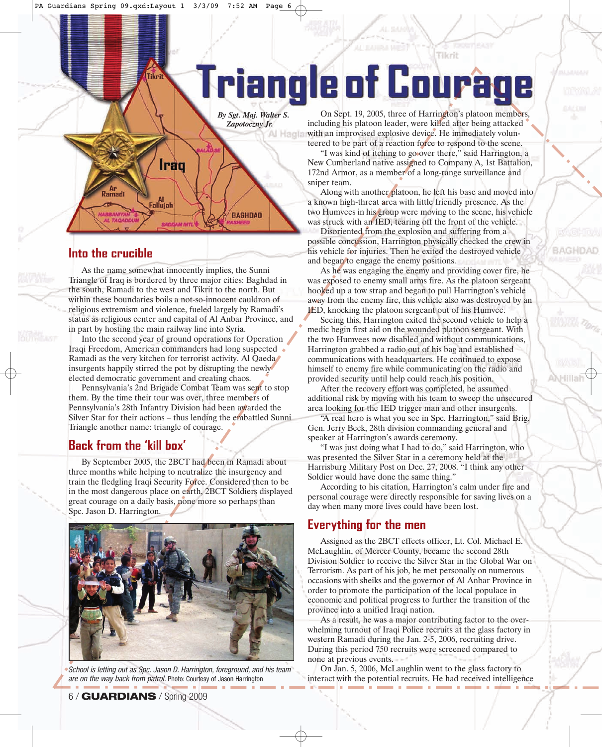# Triangle of Courage

*By Sgt. Maj. Walter S. Zapotoczny Jr.*

## Into the crucible

As the name somewhat innocently implies, the Sunni Triangle of Iraq is bordered by three major cities: Baghdad in the south, Ramadi to the west and Tikrit to the north. But within these boundaries boils a not-so-innocent cauldron of religious extremism and violence, fueled largely by Ramadi's status as religious center and capital of Al Anbar Province, and in part by hosting the main railway line into Syria.

Into the second year of ground operations for Operation Iraqi Freedom, American commanders had long suspected Ramadi as the very kitchen for terrorist activity. Al Qaeda insurgents happily stirred the pot by disrupting the newly elected democratic government and creating chaos.

Pennsylvania's 2nd Brigade Combat Team was sent to stop them. By the time their tour was over, three members of Pennsylvania's 28th Infantry Division had been awarded the Silver Star for their actions – thus lending the embattled Sunni Triangle another name: triangle of courage.

## Back from the 'kill box'

By September 2005, the 2BCT had been in Ramadi about three months while helping to neutralize the insurgency and train the fledgling Iraqi Security Force. Considered then to be in the most dangerous place on earth, 2BCT Soldiers displayed great courage on a daily basis, none more so perhaps than Spc. Jason D. Harrington.

*School is letting out as Spc. Jason D. Harrington, foreground, and his team are on the way back from patrol.* Photo: Courtesy of Jason Harrington

On Sept. 19, 2005, three of Harrington's platoon members, including his platoon leader, were killed after being attacked with an improvised explosive device. He immediately volunteered to be part of a reaction force to respond to the scene.

"I was kind of itching to go over there," said Harrington, a New Cumberland native assigned to Company A, 1st Battalion, 172nd Armor, as a member of a long-range surveillance and sniper team.

Along with another platoon, he left his base and moved into a known high-threat area with little friendly presence. As the two Humvees in his group were moving to the scene, his vehicle was struck with an IED, tearing off the front of the vehicle.

Disoriented from the explosion and suffering from a possible concussion, Harrington physically checked the crew in his vehicle for injuries. Then he exited the destroyed vehicle and began to engage the enemy positions.

As he was engaging the enemy and providing cover fire, he was exposed to enemy small arms fire. As the platoon sergeant hooked up a tow strap and began to pull Harrington's vehicle away from the enemy fire, this vehicle also was destroyed by an IED, knocking the platoon sergeant out of his Humvee.

Seeing this, Harrington exited the second vehicle to help a medic begin first aid on the wounded platoon sergeant. With the two Humvees now disabled and without communications, Harrington grabbed a radio out of his bag and established communications with headquarters. He continued to expose himself to enemy fire while communicating on the radio and provided security until help could reach his position.

After the recovery effort was completed, he assumed additional risk by moving with his team to sweep the unsecured area looking for the IED trigger man and other insurgents.

"A real hero is what you see in Spc. Harrington," said Brig. Gen. Jerry Beck, 28th division commanding general and speaker at Harrington's awards ceremony.

"I was just doing what I had to do," said Harrington, who was presented the Silver Star in a ceremony held at the Harrisburg Military Post on Dec. 27, 2008. "I think any other Soldier would have done the same thing."

According to his citation, Harrington's calm under fire and personal courage were directly responsible for saving lives on a day when many lives could have been lost.

## Everything for the men

Assigned as the 2BCT effects officer, Lt. Col. Michael E. McLaughlin, of Mercer County, became the second 28th Division Soldier to receive the Silver Star in the Global War on Terrorism. As part of his job, he met personally on numerous occasions with sheiks and the governor of Al Anbar Province in order to promote the participation of the local populace in economic and political progress to further the transition of the province into a unified Iraqi nation.

As a result, he was a major contributing factor to the overwhelming turnout of Iraqi Police recruits at the glass factory in western Ramadi during the Jan. 2-5, 2006, recruiting drive. During this period 750 recruits were screened compared to none at previous events.

On Jan. 5, 2006, McLaughlin went to the glass factory to interact with the potential recruits. He had received intelligence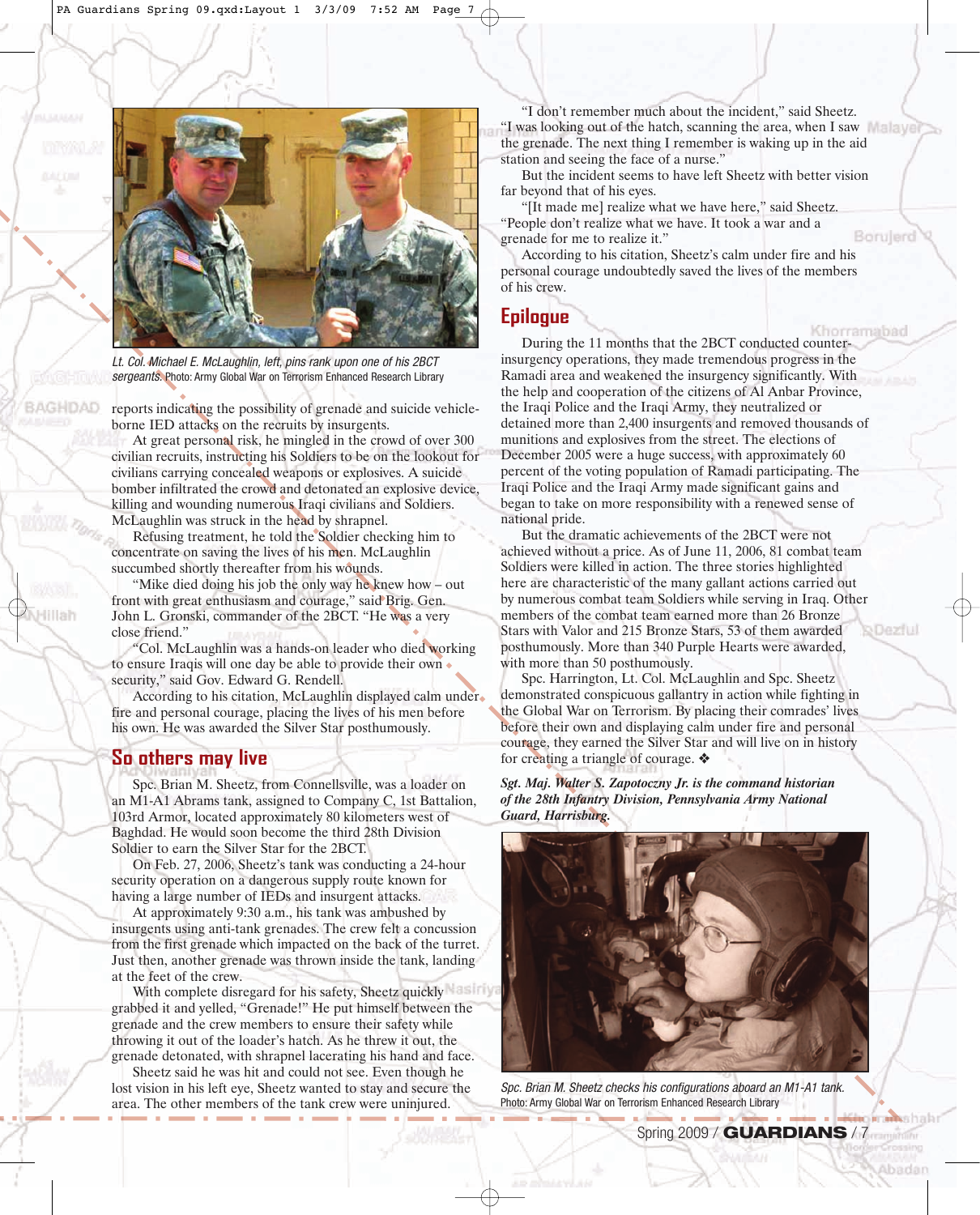Lt. Col. Michael E. McLaughlin, left, pins rank upon one of his 2BCT sergeants. Photo: Army Global War on Terrorism Enhanced Research Library

reports indicating the possibility of grenade and suicide vehicle-borne IED attacks on the recruits by insurgents.

At great personal risk, he mingled in the crowd of over 300 civilian recruits, instructing his Soldiers to be on the lookout for civilians carrying concealed weapons or explosives. A suicide bomber infiltrated the crowd and detonated an explosive device, killing and wounding numerous Iraqi civilians and Soldiers. McLaughlin was struck in the head by shrapnel.

Refusing treatment, he told the Soldier checking him to concentrate on saving the lives of his men. McLaughlin succumbed shortly thereafter from his wounds.

"Mike died doing his job the only way he knew how – out front with great enthusiasm and courage," said Brig. Gen. John L. Gronski, commander of the 2BCT. "He was a very close friend."

"Col. McLaughlin was a hands-on leader who died working to ensure Iraqis will one day be able to provide their own security," said Gov. Edward G. Rendell.

According to his citation, McLaughlin displayed calm under fire and personal courage, placing the lives of his men before his own. He was awarded the Silver Star posthumously.

## So others may live

Spc. Brian M. Sheetz, from Connellsville, was a loader on an M1-A1 Abrams tank, assigned to Company C, 1st Battalion, 103rd Armor, located approximately 80 kilometers west of Baghdad. He would soon become the third 28th Division Soldier to earn the Silver Star for the 2BCT.

On Feb. 27, 2006, Sheetz's tank was conducting a 24-hour security operation on a dangerous supply route known for having a large number of IEDs and insurgent attacks.

At approximately 9:30 a.m., his tank was ambushed by insurgents using anti-tank grenades. The crew felt a concussion from the first grenade which impacted on the back of the turret. Just then, another grenade was thrown inside the tank, landing at the feet of the crew.

With complete disregard for his safety, Sheetz quickly grabbed it and yelled, "Grenade!" He put himself between the grenade and the crew members to ensure their safety while throwing it out of the loader's hatch. As he threw it out, the grenade detonated, with shrapnel lacerating his hand and face.

Sheetz said he was hit and could not see. Even though he lost vision in his left eye, Sheetz wanted to stay and secure the area. The other members of the tank crew were uninjured.

"I don't remember much about the incident," said Sheetz. "I was looking out of the hatch, scanning the area, when I saw the grenade. The next thing I remember is waking up in the aid station and seeing the face of a nurse."

But the incident seems to have left Sheetz with better vision far beyond that of his eyes.

"[It made me] realize what we have here," said Sheetz. "People don't realize what we have. It took a war and a grenade for me to realize it."

According to his citation, Sheetz's calm under fire and his personal courage undoubtedly saved the lives of the members of his crew.

## Epilogue

During the 11 months that the 2BCT conducted counter-insurgency operations, they made tremendous progress in the Ramadi area and weakened the insurgency significantly. With the help and cooperation of the citizens of Al Anbar Province, the Iraqi Police and the Iraqi Army, they neutralized or detained more than 2,400 insurgents and removed thousands of munitions and explosives from the street. The elections of December 2005 were a huge success, with approximately 60 percent of the voting population of Ramadi participating. The Iraqi Police and the Iraqi Army made significant gains and began to take on more responsibility with a renewed sense of national pride.

But the dramatic achievements of the 2BCT were not achieved without a price. As of June 11, 2006, 81 combat team Soldiers were killed in action. The three stories highlighted here are characteristic of the many gallant actions carried out by numerous combat team Soldiers while serving in Iraq. Other members of the combat team earned more than 26 Bronze Stars with Valor and 215 Bronze Stars, 53 of them awarded posthumously. More than 340 Purple Hearts were awarded, with more than 50 posthumously.

Spc. Harrington, Lt. Col. McLaughlin and Spc. Sheetz demonstrated conspicuous gallantry in action while fighting in the Global War on Terrorism. By placing their comrades' lives before their own and displaying calm under fire and personal courage, they earned the Silver Star and will live on in history for creating a triangle of courage. ❖

***Sgt. Maj. Walter S. Zapotoczny Jr. is the command historian of the 28th Infantry Division, Pennsylvania Army National Guard, Harrisburg.***

Spc. Brian M. Sheetz checks his configurations aboard an M1-A1 tank. Photo: Army Global War on Terrorism Enhanced Research Library